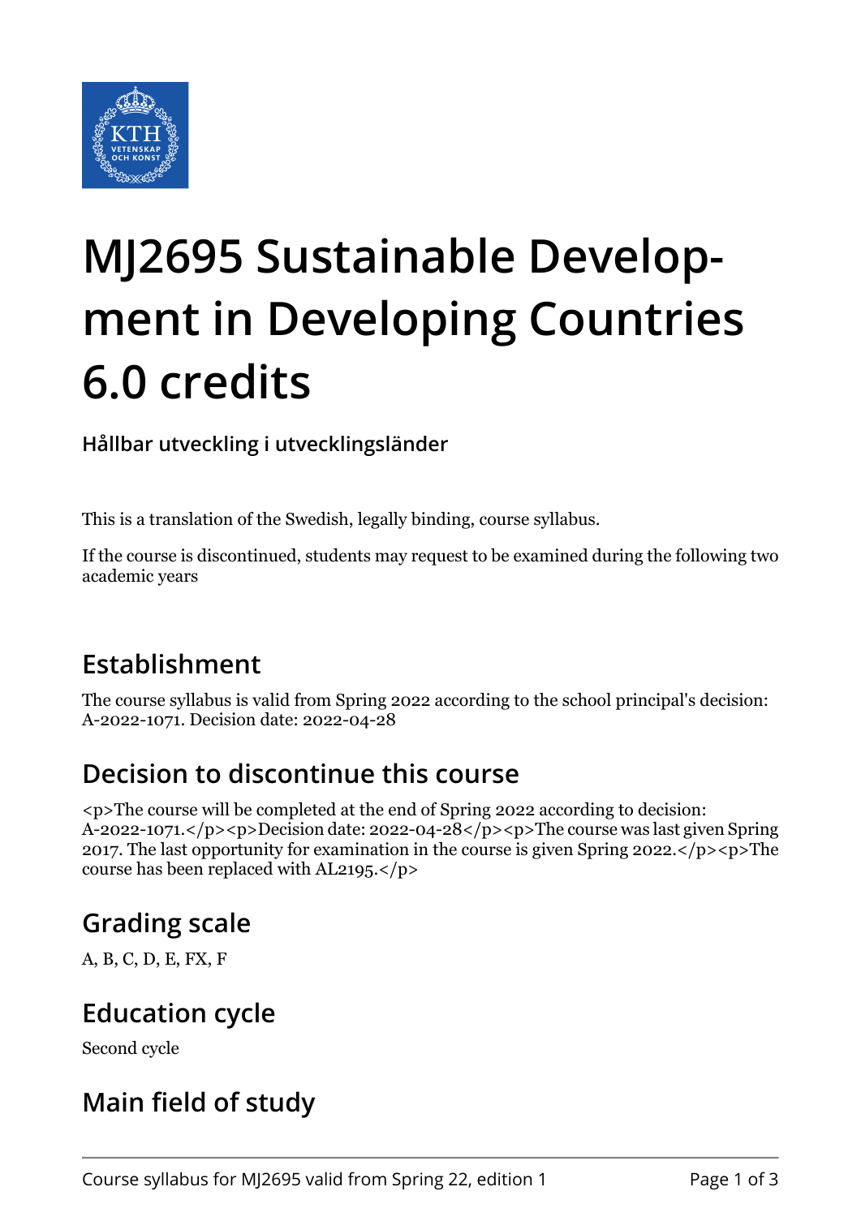# MJ2695 Sustainable Development in Developing Countries 6.0 credits

**Hållbar utveckling i utvecklingsländer**

This is a translation of the Swedish, legally binding, course syllabus.

If the course is discontinued, students may request to be examined during the following two academic years

## Establishment

The course syllabus is valid from Spring 2022 according to the school principal's decision: A-2022-1071. Decision date: 2022-04-28

## Decision to discontinue this course

<p>The course will be completed at the end of Spring 2022 according to decision: A-2022-1071.</p><p>Decision date: 2022-04-28</p><p>The course was last given Spring 2017. The last opportunity for examination in the course is given Spring 2022.</p><p>The course has been replaced with AL2195.</p>

## Grading scale

A, B, C, D, E, FX, F

## Education cycle

Second cycle

## Main field of study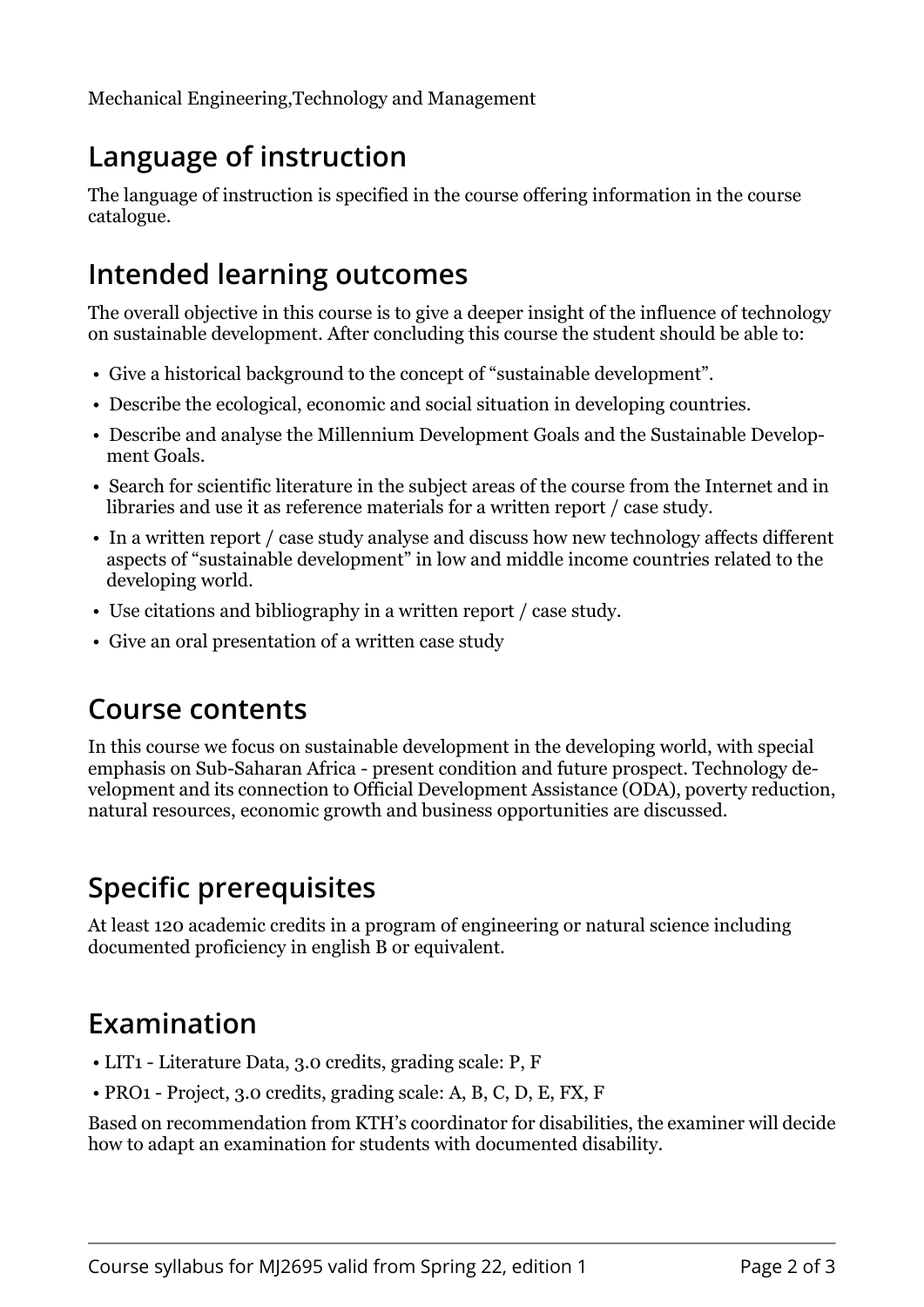Mechanical Engineering,Technology and Management

## Language of instruction

The language of instruction is specified in the course offering information in the course catalogue.

## Intended learning outcomes

The overall objective in this course is to give a deeper insight of the influence of technology on sustainable development. After concluding this course the student should be able to:

- Give a historical background to the concept of "sustainable development".
- Describe the ecological, economic and social situation in developing countries.
- Describe and analyse the Millennium Development Goals and the Sustainable Development Goals.
- Search for scientific literature in the subject areas of the course from the Internet and in libraries and use it as reference materials for a written report / case study.
- In a written report / case study analyse and discuss how new technology affects different aspects of "sustainable development" in low and middle income countries related to the developing world.
- Use citations and bibliography in a written report / case study.
- Give an oral presentation of a written case study

## Course contents

In this course we focus on sustainable development in the developing world, with special emphasis on Sub-Saharan Africa - present condition and future prospect. Technology development and its connection to Official Development Assistance (ODA), poverty reduction, natural resources, economic growth and business opportunities are discussed.

## Specific prerequisites

At least 120 academic credits in a program of engineering or natural science including documented proficiency in english B or equivalent.

## Examination

- LIT1 - Literature Data, 3.0 credits, grading scale: P, F
- PRO1 - Project, 3.0 credits, grading scale: A, B, C, D, E, FX, F

Based on recommendation from KTH's coordinator for disabilities, the examiner will decide how to adapt an examination for students with documented disability.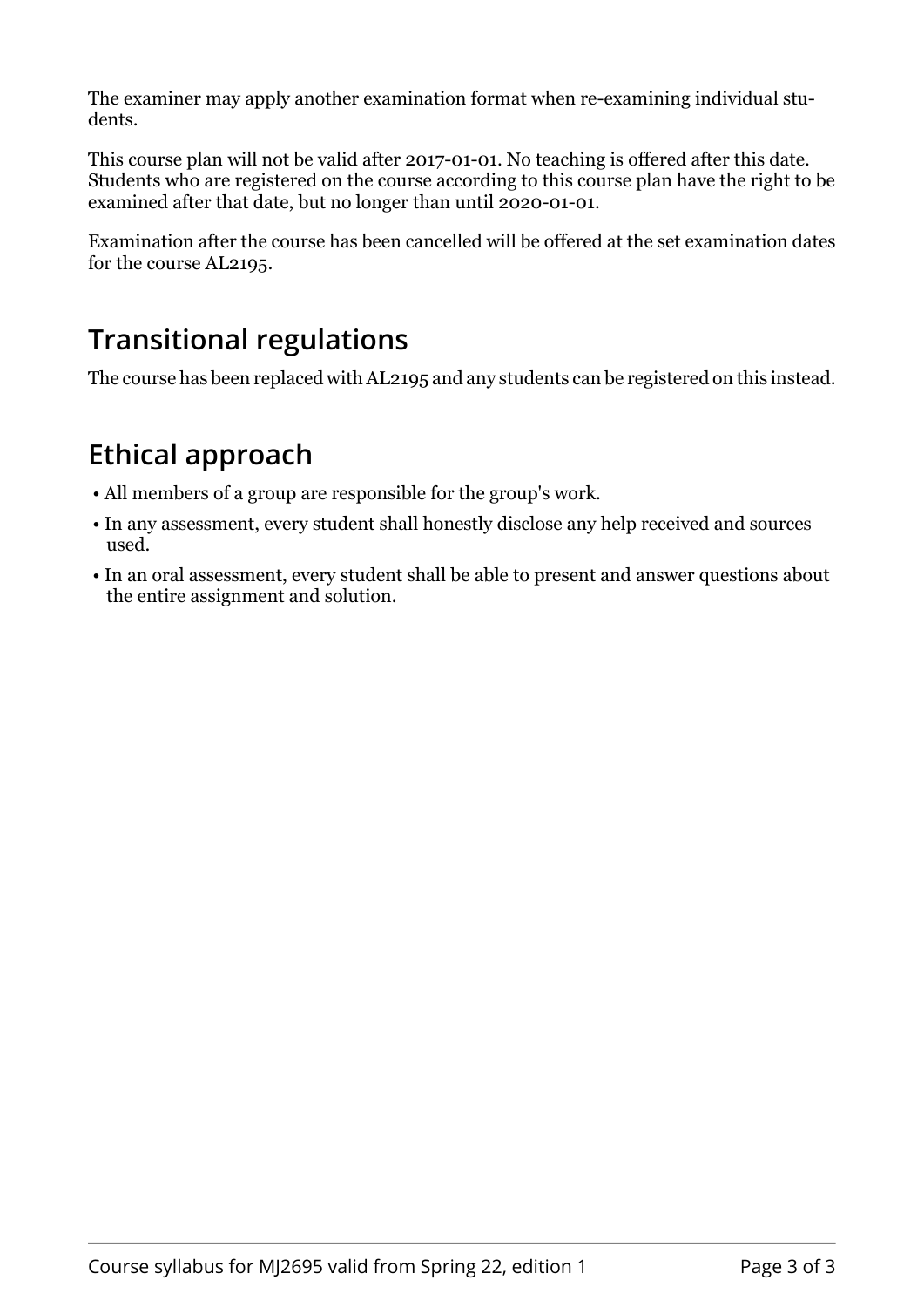The examiner may apply another examination format when re-examining individual students.

This course plan will not be valid after 2017-01-01. No teaching is offered after this date. Students who are registered on the course according to this course plan have the right to be examined after that date, but no longer than until 2020-01-01.

Examination after the course has been cancelled will be offered at the set examination dates for the course AL2195.

## Transitional regulations

The course has been replaced with AL2195 and any students can be registered on this instead.

## Ethical approach

- All members of a group are responsible for the group's work.
- In any assessment, every student shall honestly disclose any help received and sources used.
- In an oral assessment, every student shall be able to present and answer questions about the entire assignment and solution.